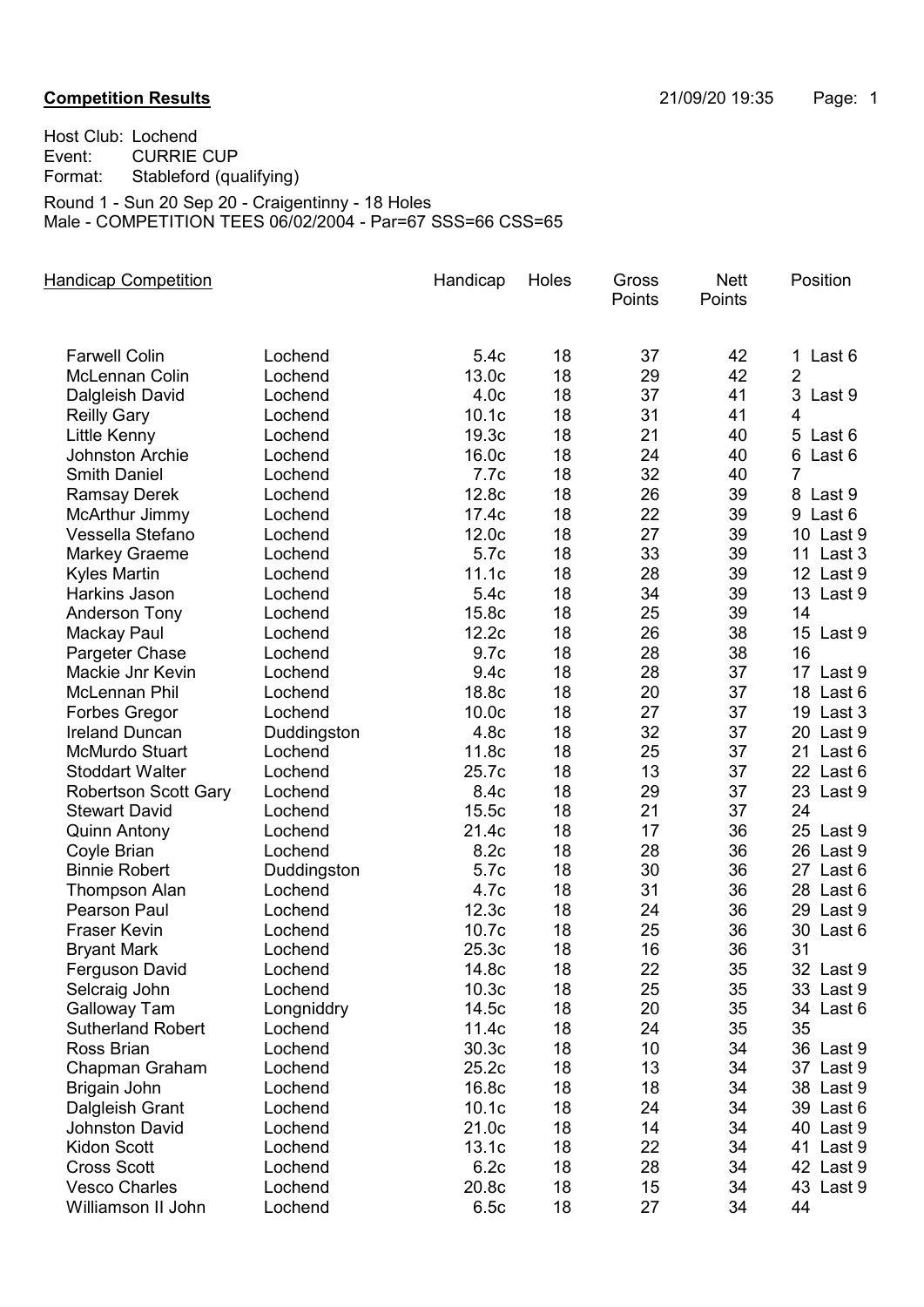**Competition Results** 21/09/20 19:35

Host Club: Lochend
Event: CURRIE CUP
Format: Stableford (qualifying)

Round 1 - Sun 20 Sep 20 - Craigentinny - 18 Holes
Male - COMPETITION TEES 06/02/2004 - Par=67 SSS=66 CSS=65

| Handicap Competition | | Handicap | Holes | Gross Points | Nett Points | Position |
|---|---|---|---|---|---|---|
| Farwell Colin | Lochend | 5.4c | 18 | 37 | 42 | 1 Last 6 |
| McLennan Colin | Lochend | 13.0c | 18 | 29 | 42 | 2 |
| Dalgleish David | Lochend | 4.0c | 18 | 37 | 41 | 3 Last 9 |
| Reilly Gary | Lochend | 10.1c | 18 | 31 | 41 | 4 |
| Little Kenny | Lochend | 19.3c | 18 | 21 | 40 | 5 Last 6 |
| Johnston Archie | Lochend | 16.0c | 18 | 24 | 40 | 6 Last 6 |
| Smith Daniel | Lochend | 7.7c | 18 | 32 | 40 | 7 |
| Ramsay Derek | Lochend | 12.8c | 18 | 26 | 39 | 8 Last 9 |
| McArthur Jimmy | Lochend | 17.4c | 18 | 22 | 39 | 9 Last 6 |
| Vessella Stefano | Lochend | 12.0c | 18 | 27 | 39 | 10 Last 9 |
| Markey Graeme | Lochend | 5.7c | 18 | 33 | 39 | 11 Last 3 |
| Kyles Martin | Lochend | 11.1c | 18 | 28 | 39 | 12 Last 9 |
| Harkins Jason | Lochend | 5.4c | 18 | 34 | 39 | 13 Last 9 |
| Anderson Tony | Lochend | 15.8c | 18 | 25 | 39 | 14 |
| Mackay Paul | Lochend | 12.2c | 18 | 26 | 38 | 15 Last 9 |
| Pargeter Chase | Lochend | 9.7c | 18 | 28 | 38 | 16 |
| Mackie Jnr Kevin | Lochend | 9.4c | 18 | 28 | 37 | 17 Last 9 |
| McLennan Phil | Lochend | 18.8c | 18 | 20 | 37 | 18 Last 6 |
| Forbes Gregor | Lochend | 10.0c | 18 | 27 | 37 | 19 Last 3 |
| Ireland Duncan | Duddingston | 4.8c | 18 | 32 | 37 | 20 Last 9 |
| McMurdo Stuart | Lochend | 11.8c | 18 | 25 | 37 | 21 Last 6 |
| Stoddart Walter | Lochend | 25.7c | 18 | 13 | 37 | 22 Last 6 |
| Robertson Scott Gary | Lochend | 8.4c | 18 | 29 | 37 | 23 Last 9 |
| Stewart David | Lochend | 15.5c | 18 | 21 | 37 | 24 |
| Quinn Antony | Lochend | 21.4c | 18 | 17 | 36 | 25 Last 9 |
| Coyle Brian | Lochend | 8.2c | 18 | 28 | 36 | 26 Last 9 |
| Binnie Robert | Duddingston | 5.7c | 18 | 30 | 36 | 27 Last 6 |
| Thompson Alan | Lochend | 4.7c | 18 | 31 | 36 | 28 Last 6 |
| Pearson Paul | Lochend | 12.3c | 18 | 24 | 36 | 29 Last 9 |
| Fraser Kevin | Lochend | 10.7c | 18 | 25 | 36 | 30 Last 6 |
| Bryant Mark | Lochend | 25.3c | 18 | 16 | 36 | 31 |
| Ferguson David | Lochend | 14.8c | 18 | 22 | 35 | 32 Last 9 |
| Selcraig John | Lochend | 10.3c | 18 | 25 | 35 | 33 Last 9 |
| Galloway Tam | Longniddry | 14.5c | 18 | 20 | 35 | 34 Last 6 |
| Sutherland Robert | Lochend | 11.4c | 18 | 24 | 35 | 35 |
| Ross Brian | Lochend | 30.3c | 18 | 10 | 34 | 36 Last 9 |
| Chapman Graham | Lochend | 25.2c | 18 | 13 | 34 | 37 Last 9 |
| Brigain John | Lochend | 16.8c | 18 | 18 | 34 | 38 Last 9 |
| Dalgleish Grant | Lochend | 10.1c | 18 | 24 | 34 | 39 Last 6 |
| Johnston David | Lochend | 21.0c | 18 | 14 | 34 | 40 Last 9 |
| Kidon Scott | Lochend | 13.1c | 18 | 22 | 34 | 41 Last 9 |
| Cross Scott | Lochend | 6.2c | 18 | 28 | 34 | 42 Last 9 |
| Vesco Charles | Lochend | 20.8c | 18 | 15 | 34 | 43 Last 9 |
| Williamson II John | Lochend | 6.5c | 18 | 27 | 34 | 44 |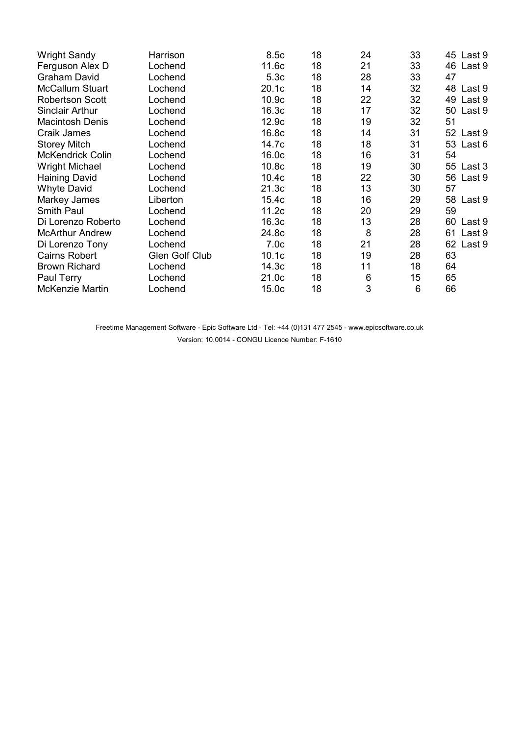| | | | | | | | |
|---|---|---|---|---|---|---|---|
| Wright Sandy | Harrison | 8.5c | 18 | 24 | 33 | 45 | Last 9 |
| Ferguson Alex D | Lochend | 11.6c | 18 | 21 | 33 | 46 | Last 9 |
| Graham David | Lochend | 5.3c | 18 | 28 | 33 | 47 | |
| McCallum Stuart | Lochend | 20.1c | 18 | 14 | 32 | 48 | Last 9 |
| Robertson Scott | Lochend | 10.9c | 18 | 22 | 32 | 49 | Last 9 |
| Sinclair Arthur | Lochend | 16.3c | 18 | 17 | 32 | 50 | Last 9 |
| Macintosh Denis | Lochend | 12.9c | 18 | 19 | 32 | 51 | |
| Craik James | Lochend | 16.8c | 18 | 14 | 31 | 52 | Last 9 |
| Storey Mitch | Lochend | 14.7c | 18 | 18 | 31 | 53 | Last 6 |
| McKendrick Colin | Lochend | 16.0c | 18 | 16 | 31 | 54 | |
| Wright Michael | Lochend | 10.8c | 18 | 19 | 30 | 55 | Last 3 |
| Haining David | Lochend | 10.4c | 18 | 22 | 30 | 56 | Last 9 |
| Whyte David | Lochend | 21.3c | 18 | 13 | 30 | 57 | |
| Markey James | Liberton | 15.4c | 18 | 16 | 29 | 58 | Last 9 |
| Smith Paul | Lochend | 11.2c | 18 | 20 | 29 | 59 | |
| Di Lorenzo Roberto | Lochend | 16.3c | 18 | 13 | 28 | 60 | Last 9 |
| McArthur Andrew | Lochend | 24.8c | 18 | 8 | 28 | 61 | Last 9 |
| Di Lorenzo Tony | Lochend | 7.0c | 18 | 21 | 28 | 62 | Last 9 |
| Cairns Robert | Glen Golf Club | 10.1c | 18 | 19 | 28 | 63 | |
| Brown Richard | Lochend | 14.3c | 18 | 11 | 18 | 64 | |
| Paul Terry | Lochend | 21.0c | 18 | 6 | 15 | 65 | |
| McKenzie Martin | Lochend | 15.0c | 18 | 3 | 6 | 66 | |

Freetime Management Software - Epic Software Ltd - Tel: +44 (0)131 477 2545 - www.epicsoftware.co.uk

Version: 10.0014 - CONGU Licence Number: F-1610